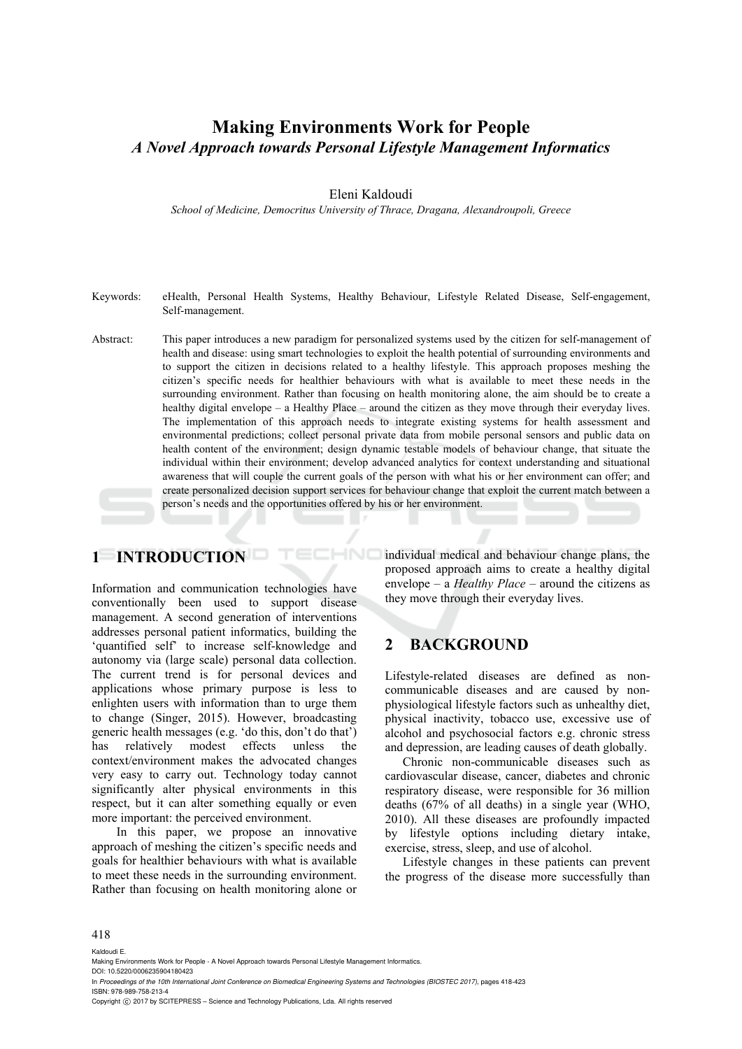# Making Environments Work for People

## *A Novel Approach towards Personal Lifestyle Management Informatics*

Eleni Kaldoudi

*School of Medicine, Democritus University of Thrace, Dragana, Alexandroupoli, Greece*

Keywords: eHealth, Personal Health Systems, Healthy Behaviour, Lifestyle Related Disease, Self-engagement, Self-management.

Abstract: This paper introduces a new paradigm for personalized systems used by the citizen for self-management of health and disease: using smart technologies to exploit the health potential of surrounding environments and to support the citizen in decisions related to a healthy lifestyle. This approach proposes meshing the citizen's specific needs for healthier behaviours with what is available to meet these needs in the surrounding environment. Rather than focusing on health monitoring alone, the aim should be to create a healthy digital envelope – a Healthy Place – around the citizen as they move through their everyday lives. The implementation of this approach needs to integrate existing systems for health assessment and environmental predictions; collect personal private data from mobile personal sensors and public data on health content of the environment; design dynamic testable models of behaviour change, that situate the individual within their environment; develop advanced analytics for context understanding and situational awareness that will couple the current goals of the person with what his or her environment can offer; and create personalized decision support services for behaviour change that exploit the current match between a person's needs and the opportunities offered by his or her environment.

## 1 INTRODUCTION

Information and communication technologies have conventionally been used to support disease management. A second generation of interventions addresses personal patient informatics, building the 'quantified self' to increase self-knowledge and autonomy via (large scale) personal data collection. The current trend is for personal devices and applications whose primary purpose is less to enlighten users with information than to urge them to change (Singer, 2015). However, broadcasting generic health messages (e.g. 'do this, don't do that') has relatively modest effects unless the context/environment makes the advocated changes very easy to carry out. Technology today cannot significantly alter physical environments in this respect, but it can alter something equally or even more important: the perceived environment.

In this paper, we propose an innovative approach of meshing the citizen's specific needs and goals for healthier behaviours with what is available to meet these needs in the surrounding environment. Rather than focusing on health monitoring alone or individual medical and behaviour change plans, the proposed approach aims to create a healthy digital envelope – a *Healthy Place* – around the citizens as they move through their everyday lives.

## 2 BACKGROUND

Lifestyle-related diseases are defined as non-communicable diseases and are caused by non-physiological lifestyle factors such as unhealthy diet, physical inactivity, tobacco use, excessive use of alcohol and psychosocial factors e.g. chronic stress and depression, are leading causes of death globally.

Chronic non-communicable diseases such as cardiovascular disease, cancer, diabetes and chronic respiratory disease, were responsible for 36 million deaths (67% of all deaths) in a single year (WHO, 2010). All these diseases are profoundly impacted by lifestyle options including dietary intake, exercise, stress, sleep, and use of alcohol.

Lifestyle changes in these patients can prevent the progress of the disease more successfully than

Kaldoudi E.
Making Environments Work for People - A Novel Approach towards Personal Lifestyle Management Informatics.
DOI: 10.5220/0006235904180423
In *Proceedings of the 10th International Joint Conference on Biomedical Engineering Systems and Technologies (BIOSTEC 2017)*, pages 418-423
ISBN: 978-989-758-213-4
Copyright © 2017 by SCITEPRESS – Science and Technology Publications, Lda. All rights reserved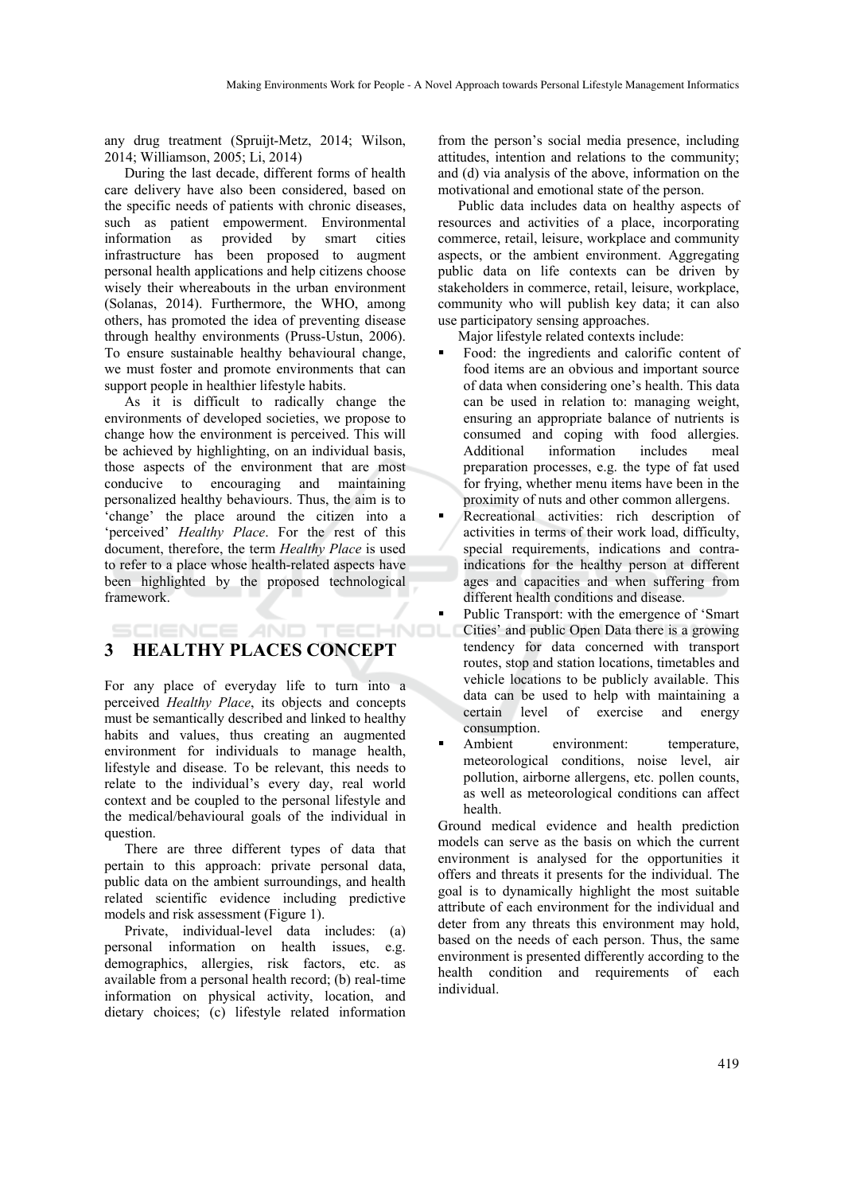any drug treatment (Spruijt-Metz, 2014; Wilson, 2014; Williamson, 2005; Li, 2014)

During the last decade, different forms of health care delivery have also been considered, based on the specific needs of patients with chronic diseases, such as patient empowerment. Environmental information as provided by smart cities infrastructure has been proposed to augment personal health applications and help citizens choose wisely their whereabouts in the urban environment (Solanas, 2014). Furthermore, the WHO, among others, has promoted the idea of preventing disease through healthy environments (Pruss-Ustun, 2006). To ensure sustainable healthy behavioural change, we must foster and promote environments that can support people in healthier lifestyle habits.

As it is difficult to radically change the environments of developed societies, we propose to change how the environment is perceived. This will be achieved by highlighting, on an individual basis, those aspects of the environment that are most conducive to encouraging and maintaining personalized healthy behaviours. Thus, the aim is to 'change' the place around the citizen into a 'perceived' *Healthy Place*. For the rest of this document, therefore, the term *Healthy Place* is used to refer to a place whose health-related aspects have been highlighted by the proposed technological framework.

## 3 HEALTHY PLACES CONCEPT

For any place of everyday life to turn into a perceived *Healthy Place*, its objects and concepts must be semantically described and linked to healthy habits and values, thus creating an augmented environment for individuals to manage health, lifestyle and disease. To be relevant, this needs to relate to the individual's every day, real world context and be coupled to the personal lifestyle and the medical/behavioural goals of the individual in question.

There are three different types of data that pertain to this approach: private personal data, public data on the ambient surroundings, and health related scientific evidence including predictive models and risk assessment (Figure 1).

Private, individual-level data includes: (a) personal information on health issues, e.g. demographics, allergies, risk factors, etc. as available from a personal health record; (b) real-time information on physical activity, location, and dietary choices; (c) lifestyle related information from the person's social media presence, including attitudes, intention and relations to the community; and (d) via analysis of the above, information on the motivational and emotional state of the person.

Public data includes data on healthy aspects of resources and activities of a place, incorporating commerce, retail, leisure, workplace and community aspects, or the ambient environment. Aggregating public data on life contexts can be driven by stakeholders in commerce, retail, leisure, workplace, community who will publish key data; it can also use participatory sensing approaches.

Major lifestyle related contexts include:

- Food: the ingredients and calorific content of food items are an obvious and important source of data when considering one's health. This data can be used in relation to: managing weight, ensuring an appropriate balance of nutrients is consumed and coping with food allergies. Additional information includes meal preparation processes, e.g. the type of fat used for frying, whether menu items have been in the proximity of nuts and other common allergens.
- Recreational activities: rich description of activities in terms of their work load, difficulty, special requirements, indications and contra-indications for the healthy person at different ages and capacities and when suffering from different health conditions and disease.
- Public Transport: with the emergence of 'Smart Cities' and public Open Data there is a growing tendency for data concerned with transport routes, stop and station locations, timetables and vehicle locations to be publicly available. This data can be used to help with maintaining a certain level of exercise and energy consumption.
- Ambient environment: temperature, meteorological conditions, noise level, air pollution, airborne allergens, etc. pollen counts, as well as meteorological conditions can affect health.

Ground medical evidence and health prediction models can serve as the basis on which the current environment is analysed for the opportunities it offers and threats it presents for the individual. The goal is to dynamically highlight the most suitable attribute of each environment for the individual and deter from any threats this environment may hold, based on the needs of each person. Thus, the same environment is presented differently according to the health condition and requirements of each individual.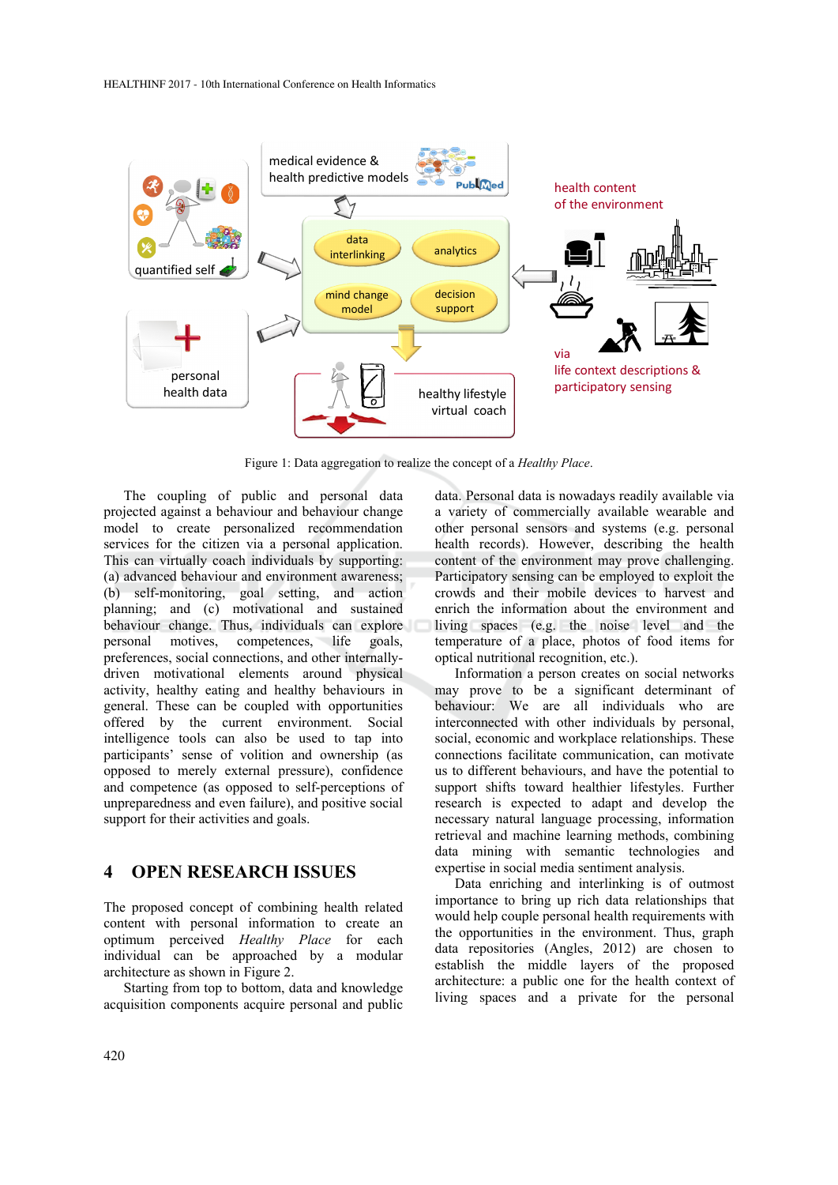Figure 1: Data aggregation to realize the concept of a *Healthy Place*.

The coupling of public and personal data projected against a behaviour and behaviour change model to create personalized recommendation services for the citizen via a personal application. This can virtually coach individuals by supporting: (a) advanced behaviour and environment awareness; (b) self-monitoring, goal setting, and action planning; and (c) motivational and sustained behaviour change. Thus, individuals can explore personal motives, competences, life goals, preferences, social connections, and other internally-driven motivational elements around physical activity, healthy eating and healthy behaviours in general. These can be coupled with opportunities offered by the current environment. Social intelligence tools can also be used to tap into participants' sense of volition and ownership (as opposed to merely external pressure), confidence and competence (as opposed to self-perceptions of unpreparedness and even failure), and positive social support for their activities and goals.

## 4 OPEN RESEARCH ISSUES

The proposed concept of combining health related content with personal information to create an optimum perceived *Healthy Place* for each individual can be approached by a modular architecture as shown in Figure 2.

Starting from top to bottom, data and knowledge acquisition components acquire personal and public data. Personal data is nowadays readily available via a variety of commercially available wearable and other personal sensors and systems (e.g. personal health records). However, describing the health content of the environment may prove challenging. Participatory sensing can be employed to exploit the crowds and their mobile devices to harvest and enrich the information about the environment and living spaces (e.g. the noise level and the temperature of a place, photos of food items for optical nutritional recognition, etc.).

Information a person creates on social networks may prove to be a significant determinant of behaviour: We are all individuals who are interconnected with other individuals by personal, social, economic and workplace relationships. These connections facilitate communication, can motivate us to different behaviours, and have the potential to support shifts toward healthier lifestyles. Further research is expected to adapt and develop the necessary natural language processing, information retrieval and machine learning methods, combining data mining with semantic technologies and expertise in social media sentiment analysis.

Data enriching and interlinking is of outmost importance to bring up rich data relationships that would help couple personal health requirements with the opportunities in the environment. Thus, graph data repositories (Angles, 2012) are chosen to establish the middle layers of the proposed architecture: a public one for the health context of living spaces and a private for the personal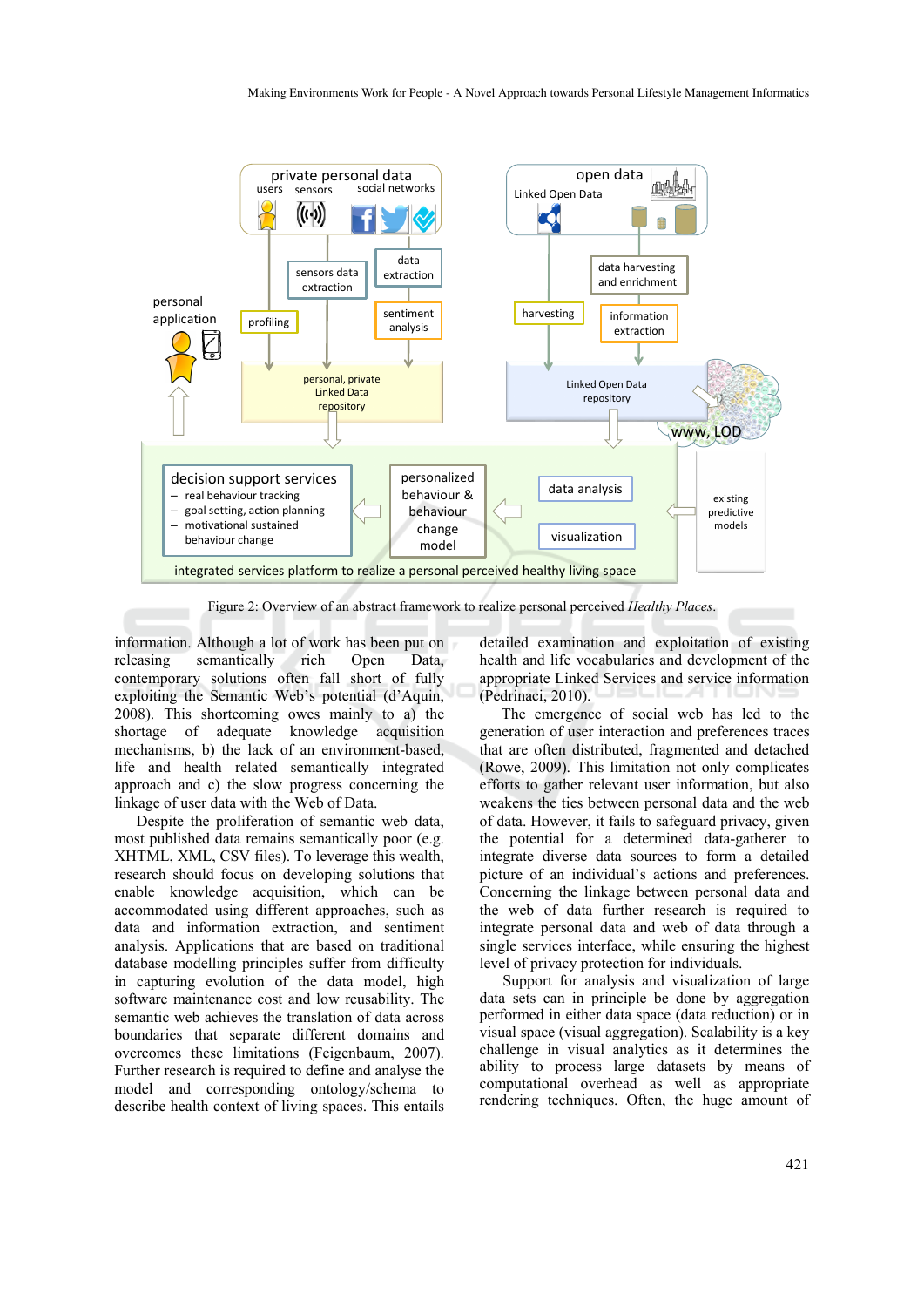Figure 2: Overview of an abstract framework to realize personal perceived *Healthy Places*.

information. Although a lot of work has been put on releasing semantically rich Open Data, contemporary solutions often fall short of fully exploiting the Semantic Web's potential (d'Aquin, 2008). This shortcoming owes mainly to a) the shortage of adequate knowledge acquisition mechanisms, b) the lack of an environment-based, life and health related semantically integrated approach and c) the slow progress concerning the linkage of user data with the Web of Data.

Despite the proliferation of semantic web data, most published data remains semantically poor (e.g. XHTML, XML, CSV files). To leverage this wealth, research should focus on developing solutions that enable knowledge acquisition, which can be accommodated using different approaches, such as data and information extraction, and sentiment analysis. Applications that are based on traditional database modelling principles suffer from difficulty in capturing evolution of the data model, high software maintenance cost and low reusability. The semantic web achieves the translation of data across boundaries that separate different domains and overcomes these limitations (Feigenbaum, 2007). Further research is required to define and analyse the model and corresponding ontology/schema to describe health context of living spaces. This entails detailed examination and exploitation of existing health and life vocabularies and development of the appropriate Linked Services and service information (Pedrinaci, 2010).

The emergence of social web has led to the generation of user interaction and preferences traces that are often distributed, fragmented and detached (Rowe, 2009). This limitation not only complicates efforts to gather relevant user information, but also weakens the ties between personal data and the web of data. However, it fails to safeguard privacy, given the potential for a determined data-gatherer to integrate diverse data sources to form a detailed picture of an individual's actions and preferences. Concerning the linkage between personal data and the web of data further research is required to integrate personal data and web of data through a single services interface, while ensuring the highest level of privacy protection for individuals.

Support for analysis and visualization of large data sets can in principle be done by aggregation performed in either data space (data reduction) or in visual space (visual aggregation). Scalability is a key challenge in visual analytics as it determines the ability to process large datasets by means of computational overhead as well as appropriate rendering techniques. Often, the huge amount of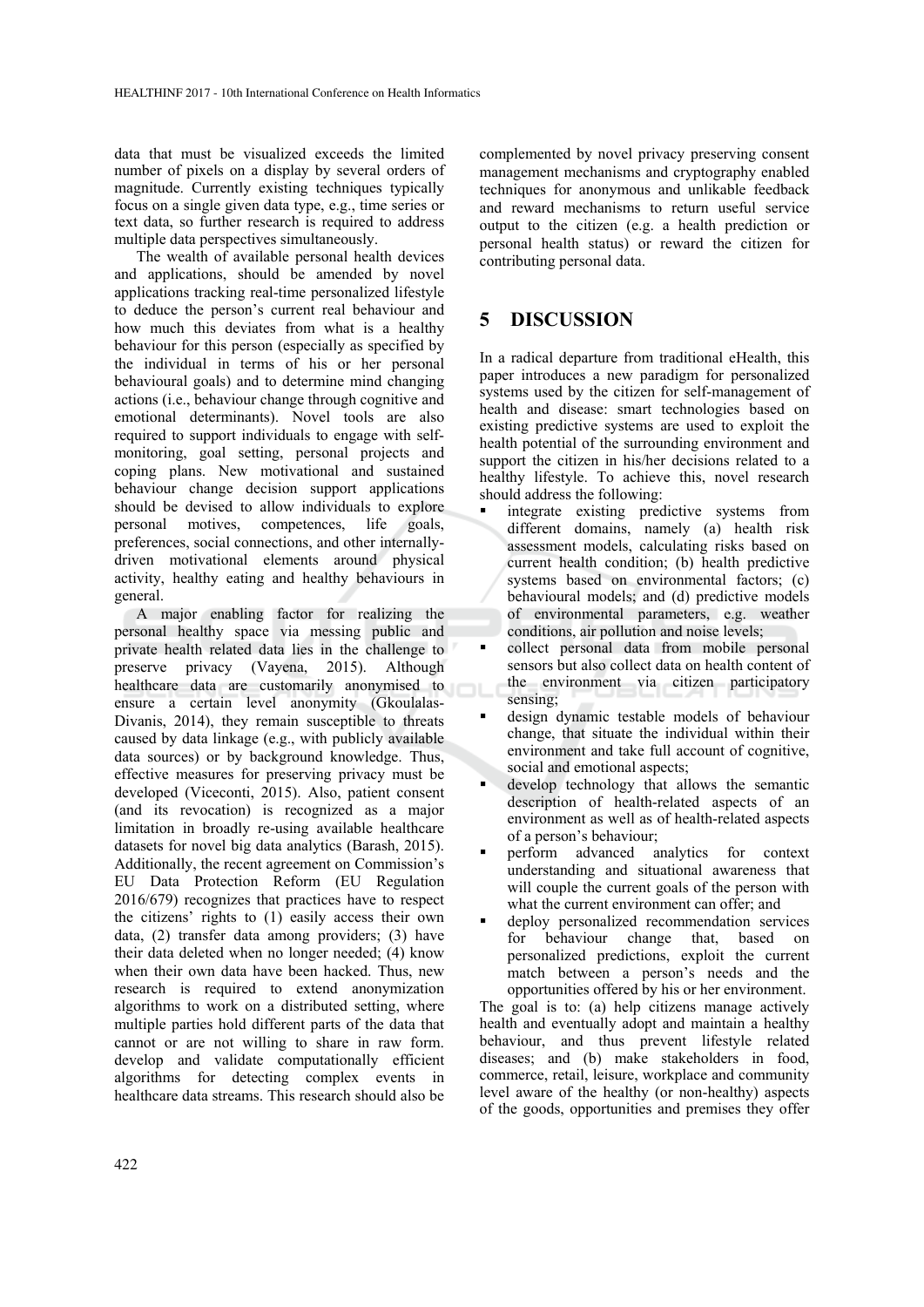data that must be visualized exceeds the limited number of pixels on a display by several orders of magnitude. Currently existing techniques typically focus on a single given data type, e.g., time series or text data, so further research is required to address multiple data perspectives simultaneously.

The wealth of available personal health devices and applications, should be amended by novel applications tracking real-time personalized lifestyle to deduce the person's current real behaviour and how much this deviates from what is a healthy behaviour for this person (especially as specified by the individual in terms of his or her personal behavioural goals) and to determine mind changing actions (i.e., behaviour change through cognitive and emotional determinants). Novel tools are also required to support individuals to engage with self-monitoring, goal setting, personal projects and coping plans. New motivational and sustained behaviour change decision support applications should be devised to allow individuals to explore personal motives, competences, life goals, preferences, social connections, and other internally-driven motivational elements around physical activity, healthy eating and healthy behaviours in general.

A major enabling factor for realizing the personal healthy space via messing public and private health related data lies in the challenge to preserve privacy (Vayena, 2015). Although healthcare data are customarily anonymised to ensure a certain level anonymity (Gkoulalas-Divanis, 2014), they remain susceptible to threats caused by data linkage (e.g., with publicly available data sources) or by background knowledge. Thus, effective measures for preserving privacy must be developed (Viceconti, 2015). Also, patient consent (and its revocation) is recognized as a major limitation in broadly re-using available healthcare datasets for novel big data analytics (Barash, 2015). Additionally, the recent agreement on Commission's EU Data Protection Reform (EU Regulation 2016/679) recognizes that practices have to respect the citizens' rights to (1) easily access their own data, (2) transfer data among providers; (3) have their data deleted when no longer needed; (4) know when their own data have been hacked. Thus, new research is required to extend anonymization algorithms to work on a distributed setting, where multiple parties hold different parts of the data that cannot or are not willing to share in raw form. develop and validate computationally efficient algorithms for detecting complex events in healthcare data streams. This research should also be complemented by novel privacy preserving consent management mechanisms and cryptography enabled techniques for anonymous and unlikable feedback and reward mechanisms to return useful service output to the citizen (e.g. a health prediction or personal health status) or reward the citizen for contributing personal data.

# 5 DISCUSSION

In a radical departure from traditional eHealth, this paper introduces a new paradigm for personalized systems used by the citizen for self-management of health and disease: smart technologies based on existing predictive systems are used to exploit the health potential of the surrounding environment and support the citizen in his/her decisions related to a healthy lifestyle. To achieve this, novel research should address the following:

- integrate existing predictive systems from different domains, namely (a) health risk assessment models, calculating risks based on current health condition; (b) health predictive systems based on environmental factors; (c) behavioural models; and (d) predictive models of environmental parameters, e.g. weather conditions, air pollution and noise levels;
- collect personal data from mobile personal sensors but also collect data on health content of the environment via citizen participatory sensing;
- design dynamic testable models of behaviour change, that situate the individual within their environment and take full account of cognitive, social and emotional aspects;
- develop technology that allows the semantic description of health-related aspects of an environment as well as of health-related aspects of a person's behaviour;
- perform advanced analytics for context understanding and situational awareness that will couple the current goals of the person with what the current environment can offer; and
- deploy personalized recommendation services for behaviour change that, based on personalized predictions, exploit the current match between a person's needs and the opportunities offered by his or her environment.

The goal is to: (a) help citizens manage actively health and eventually adopt and maintain a healthy behaviour, and thus prevent lifestyle related diseases; and (b) make stakeholders in food, commerce, retail, leisure, workplace and community level aware of the healthy (or non-healthy) aspects of the goods, opportunities and premises they offer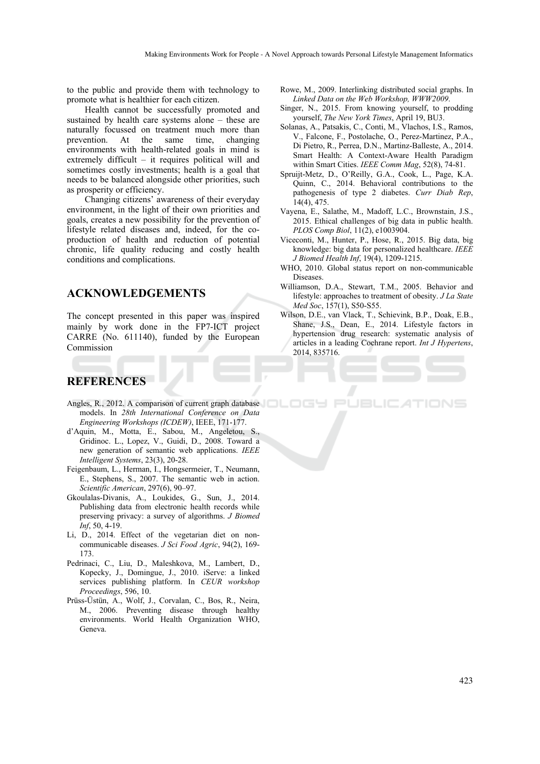to the public and provide them with technology to promote what is healthier for each citizen.

Health cannot be successfully promoted and sustained by health care systems alone – these are naturally focussed on treatment much more than prevention. At the same time, changing environments with health-related goals in mind is extremely difficult – it requires political will and sometimes costly investments; health is a goal that needs to be balanced alongside other priorities, such as prosperity or efficiency.

Changing citizens' awareness of their everyday environment, in the light of their own priorities and goals, creates a new possibility for the prevention of lifestyle related diseases and, indeed, for the co-production of health and reduction of potential chronic, life quality reducing and costly health conditions and complications.

## ACKNOWLEDGEMENTS

The concept presented in this paper was inspired mainly by work done in the FP7-ICT project CARRE (No. 611140), funded by the European Commission

## REFERENCES

Angles, R., 2012. A comparison of current graph database models. In *28th International Conference on Data Engineering Workshops (ICDEW)*, IEEE, 171-177.

d'Aquin, M., Motta, E., Sabou, M., Angeletou, S., Gridinoc. L., Lopez, V., Guidi, D., 2008. Toward a new generation of semantic web applications. *IEEE Intelligent Systems*, 23(3), 20-28.

Feigenbaum, L., Herman, I., Hongsermeier, T., Neumann, E., Stephens, S., 2007. The semantic web in action. *Scientific American*, 297(6), 90–97.

Gkoulalas-Divanis, A., Loukides, G., Sun, J., 2014. Publishing data from electronic health records while preserving privacy: a survey of algorithms. *J Biomed Inf*, 50, 4-19.

Li, D., 2014. Effect of the vegetarian diet on non-communicable diseases. *J Sci Food Agric*, 94(2), 169-173.

Pedrinaci, C., Liu, D., Maleshkova, M., Lambert, D., Kopecky, J., Domingue, J., 2010. iServe: a linked services publishing platform. In *CEUR workshop Proceedings*, 596, 10.

Prüss-Üstün, A., Wolf, J., Corvalan, C., Bos, R., Neira, M., 2006. Preventing disease through healthy environments. World Health Organization WHO, Geneva.

Rowe, M., 2009. Interlinking distributed social graphs. In *Linked Data on the Web Workshop, WWW2009*.

Singer, N., 2015. From knowing yourself, to prodding yourself, *The New York Times*, April 19, BU3.

Solanas, A., Patsakis, C., Conti, M., Vlachos, I.S., Ramos, V., Falcone, F., Postolache, O., Perez-Martinez, P.A., Di Pietro, R., Perrea, D.N., Martinz-Balleste, A., 2014. Smart Health: A Context-Aware Health Paradigm within Smart Cities. *IEEE Comm Mag*, 52(8), 74-81.

Spruijt-Metz, D., O'Reilly, G.A., Cook, L., Page, K.A. Quinn, C., 2014. Behavioral contributions to the pathogenesis of type 2 diabetes. *Curr Diab Rep*, 14(4), 475.

Vayena, E., Salathe, M., Madoff, L.C., Brownstain, J.S., 2015. Ethical challenges of big data in public health. *PLOS Comp Biol*, 11(2), e1003904.

Viceconti, M., Hunter, P., Hose, R., 2015. Big data, big knowledge: big data for personalized healthcare. *IEEE J Biomed Health Inf*, 19(4), 1209-1215.

WHO, 2010. Global status report on non-communicable Diseases.

Williamson, D.A., Stewart, T.M., 2005. Behavior and lifestyle: approaches to treatment of obesity. *J La State Med Soc*, 157(1), S50-S55.

Wilson, D.E., van Vlack, T., Schievink, B.P., Doak, E.B., Shane, J.S., Dean, E., 2014. Lifestyle factors in hypertension drug research: systematic analysis of articles in a leading Cochrane report. *Int J Hypertens*, 2014, 835716.